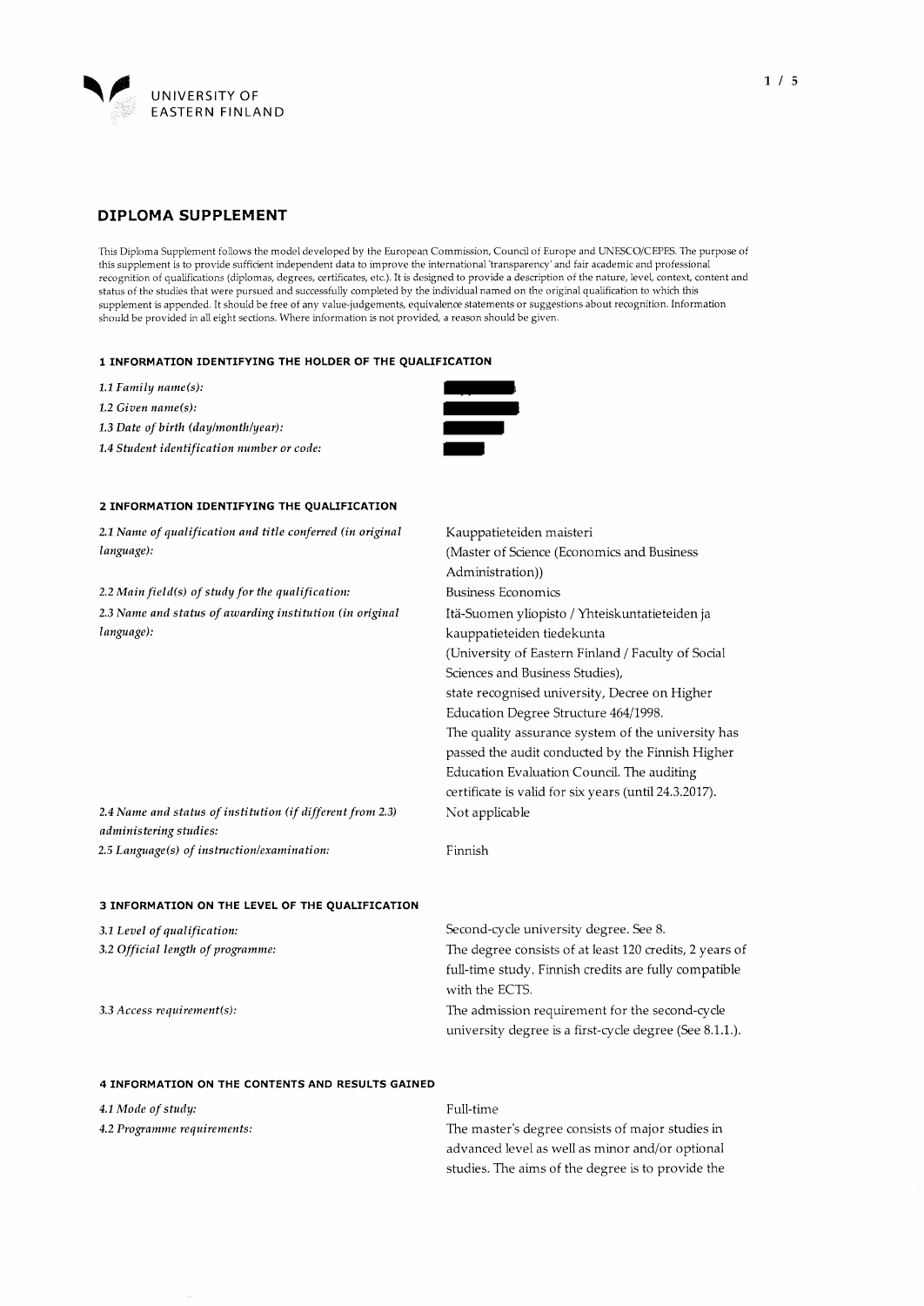UNIVERSITY OF EASTERN FINLAND

## DIPLOMA SUPPLEMENT

This Diploma Supplement follows the model developed by the European Commission, Council of Europe and UNESCO/CEPES. The purpose of this supplement is to provide sufficient independent data to improve the international 'transparency' and fair academic and professional recognition of qualifications (diplomas, degrees, certificates, etc.). It is designed to provide a description of the nature, level, context, content and status of the studies that were pursued and successfully completed by the individual named on the original qualification to which this supplement is appended. It should be free of any value-judgements, equivalence statements or suggestions about recognition. Information should be provided in all eight sections. Where information is not provided, a reason should be given.

### 1 INFORMATION IDENTIFYING THE HOLDER OF THE QUALIFICATION

| | |
|---|---|
| *1.1 Family name(s):* | ███ |
| *1.2 Given name(s):* | ███ |
| *1.3 Date of birth (day/month/year):* | ███ |
| *1.4 Student identification number or code:* | ███ |

### 2 INFORMATION IDENTIFYING THE QUALIFICATION

| | |
|---|---|
| *2.1 Name of qualification and title conferred (in original language):* | Kauppatieteiden maisteri (Master of Science (Economics and Business Administration)) |
| *2.2 Main field(s) of study for the qualification:* | Business Economics |
| *2.3 Name and status of awarding institution (in original language):* | Itä-Suomen yliopisto / Yhteiskuntatieteiden ja kauppatieteiden tiedekunta (University of Eastern Finland / Faculty of Social Sciences and Business Studies), state recognised university, Decree on Higher Education Degree Structure 464/1998. The quality assurance system of the university has passed the audit conducted by the Finnish Higher Education Evaluation Council. The auditing certificate is valid for six years (until 24.3.2017). |
| *2.4 Name and status of institution (if different from 2.3) administering studies:* | Not applicable |
| *2.5 Language(s) of instruction/examination:* | Finnish |

### 3 INFORMATION ON THE LEVEL OF THE QUALIFICATION

| | |
|---|---|
| *3.1 Level of qualification:* | Second-cycle university degree. See 8. |
| *3.2 Official length of programme:* | The degree consists of at least 120 credits, 2 years of full-time study. Finnish credits are fully compatible with the ECTS. |
| *3.3 Access requirement(s):* | The admission requirement for the second-cycle university degree is a first-cycle degree (See 8.1.1.). |

### 4 INFORMATION ON THE CONTENTS AND RESULTS GAINED

| | |
|---|---|
| *4.1 Mode of study:* | Full-time |
| *4.2 Programme requirements:* | The master's degree consists of major studies in advanced level as well as minor and/or optional studies. The aims of the degree is to provide the |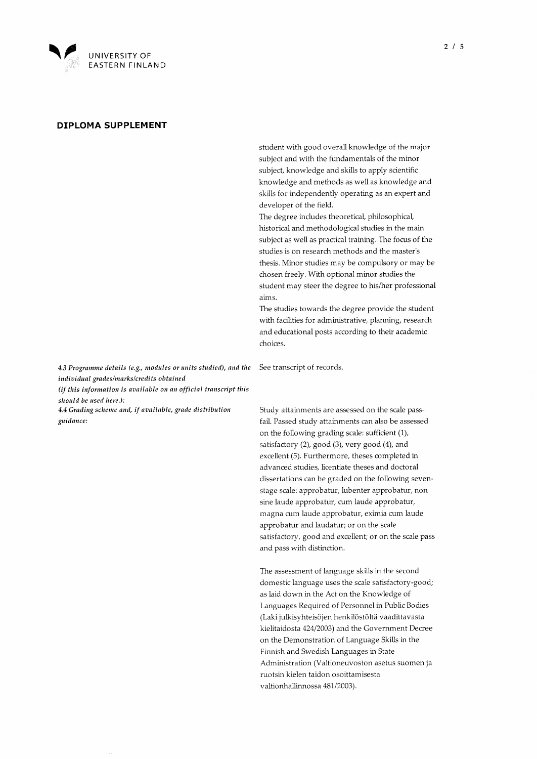# UNIVERSITY OF EASTERN FINLAND

## DIPLOMA SUPPLEMENT

student with good overall knowledge of the major subject and with the fundamentals of the minor subject, knowledge and skills to apply scientific knowledge and methods as well as knowledge and skills for independently operating as an expert and developer of the field.

The degree includes theoretical, philosophical, historical and methodological studies in the main subject as well as practical training. The focus of the studies is on research methods and the master's thesis. Minor studies may be compulsory or may be chosen freely. With optional minor studies the student may steer the degree to his/her professional aims.

The studies towards the degree provide the student with facilities for administrative, planning, research and educational posts according to their academic choices.

*4.3 Programme details (e.g., modules or units studied), and the individual grades/marks/credits obtained (if this information is available on an official transcript this should be used here.):*

See transcript of records.

*4.4 Grading scheme and, if available, grade distribution guidance:*

Study attainments are assessed on the scale pass-fail. Passed study attainments can also be assessed on the following grading scale: sufficient (1), satisfactory (2), good (3), very good (4), and excellent (5). Furthermore, theses completed in advanced studies, licentiate theses and doctoral dissertations can be graded on the following seven-stage scale: approbatur, lubenter approbatur, non sine laude approbatur, cum laude approbatur, magna cum laude approbatur, eximia cum laude approbatur and laudatur; or on the scale satisfactory, good and excellent; or on the scale pass and pass with distinction.

The assessment of language skills in the second domestic language uses the scale satisfactory-good; as laid down in the Act on the Knowledge of Languages Required of Personnel in Public Bodies (Laki julkisyhteisöjen henkilöstöltä vaadittavasta kielitaidosta 424/2003) and the Government Decree on the Demonstration of Language Skills in the Finnish and Swedish Languages in State Administration (Valtioneuvoston asetus suomen ja ruotsin kielen taidon osoittamisesta valtionhallinnossa 481/2003).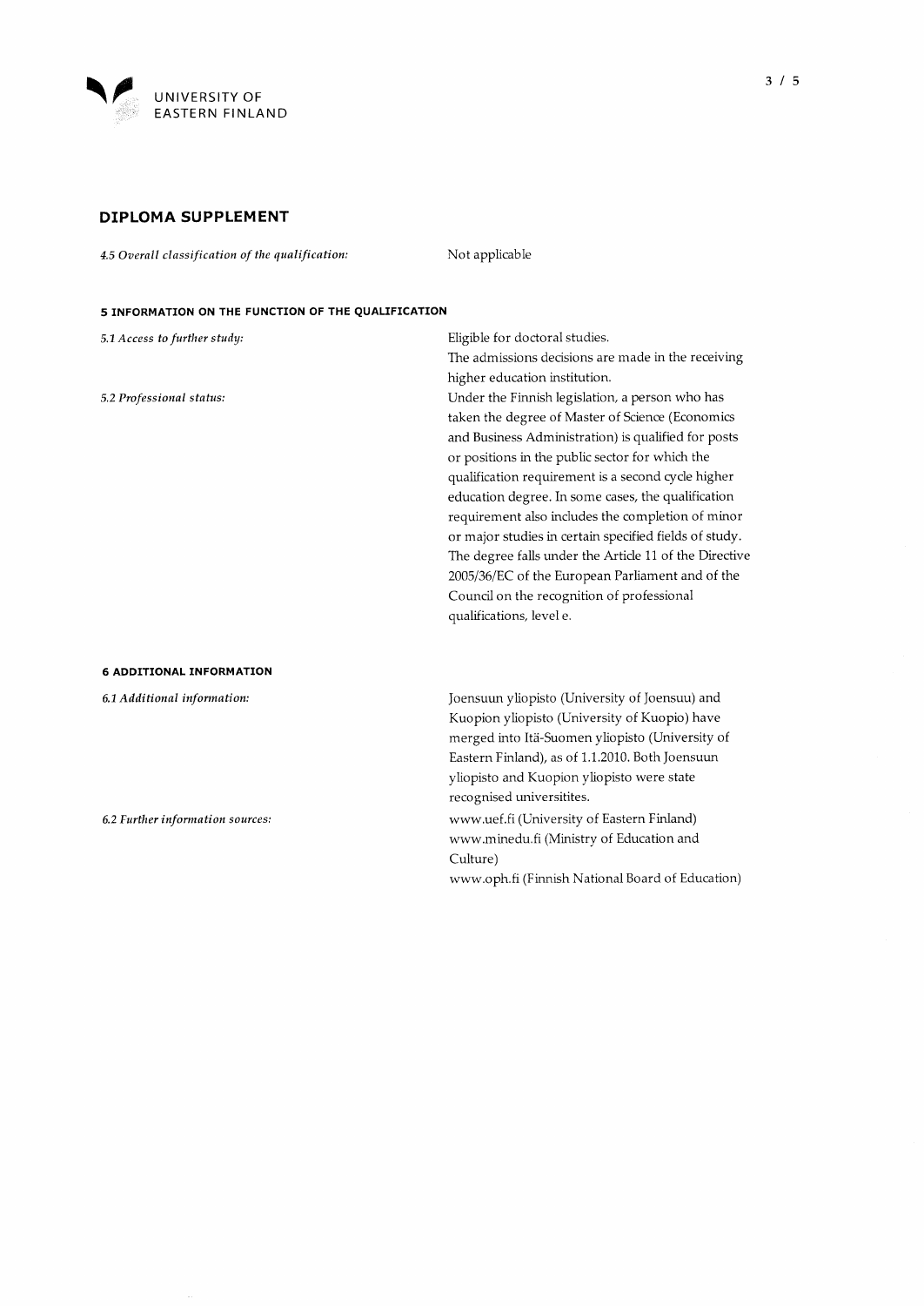## DIPLOMA SUPPLEMENT

*4.5 Overall classification of the qualification:* Not applicable

### 5 INFORMATION ON THE FUNCTION OF THE QUALIFICATION

*5.1 Access to further study:* Eligible for doctoral studies. The admissions decisions are made in the receiving higher education institution.

*5.2 Professional status:* Under the Finnish legislation, a person who has taken the degree of Master of Science (Economics and Business Administration) is qualified for posts or positions in the public sector for which the qualification requirement is a second cycle higher education degree. In some cases, the qualification requirement also includes the completion of minor or major studies in certain specified fields of study. The degree falls under the Article 11 of the Directive 2005/36/EC of the European Parliament and of the Council on the recognition of professional qualifications, level e.

### 6 ADDITIONAL INFORMATION

*6.1 Additional information:* Joensuun yliopisto (University of Joensuu) and Kuopion yliopisto (University of Kuopio) have merged into Itä-Suomen yliopisto (University of Eastern Finland), as of 1.1.2010. Both Joensuun yliopisto and Kuopion yliopisto were state recognised universitites.

*6.2 Further information sources:*
www.uef.fi (University of Eastern Finland)
www.minedu.fi (Ministry of Education and Culture)
www.oph.fi (Finnish National Board of Education)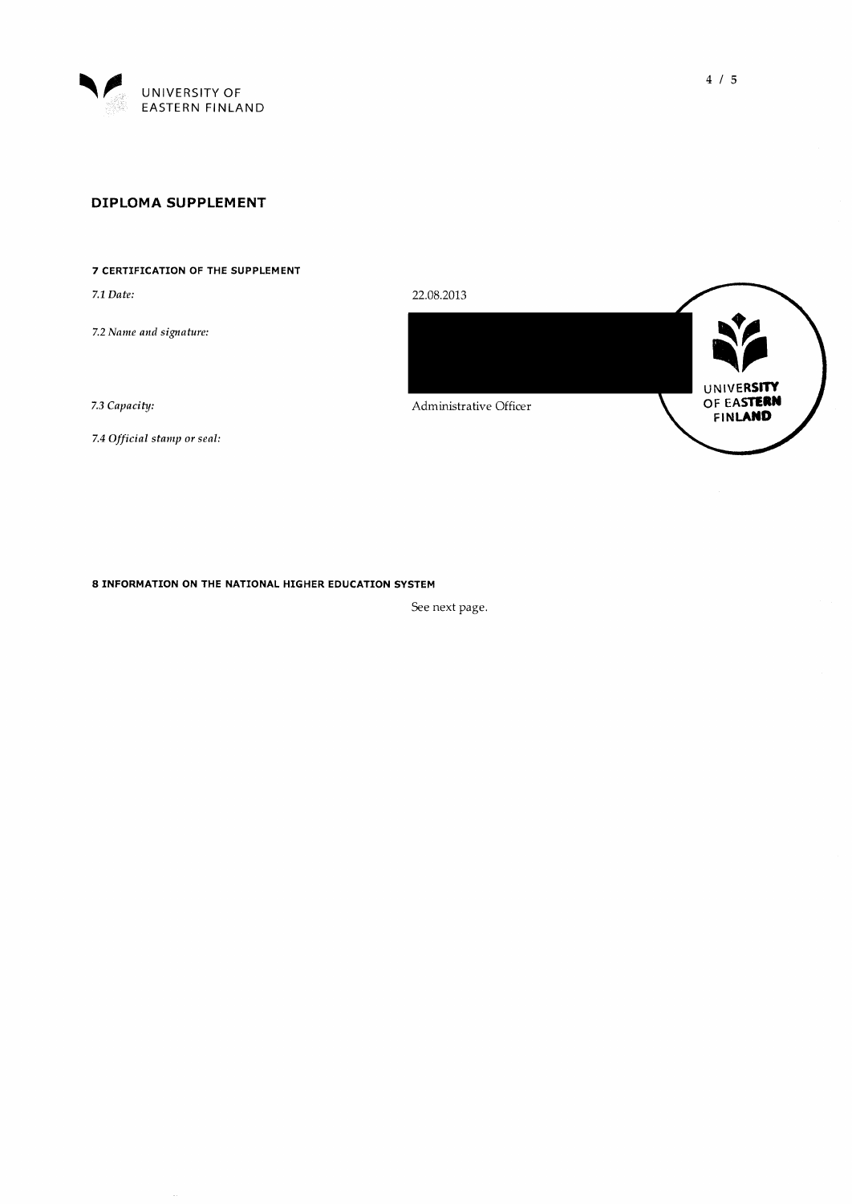UNIVERSITY OF EASTERN FINLAND

## DIPLOMA SUPPLEMENT

### 7 CERTIFICATION OF THE SUPPLEMENT

| | |
|---|---|
| *7.1 Date:* | 22.08.2013 |
| *7.2 Name and signature:* | |
| *7.3 Capacity:* | Administrative Officer |
| *7.4 Official stamp or seal:* | UNIVERSITY OF EASTERN FINLAND |

### 8 INFORMATION ON THE NATIONAL HIGHER EDUCATION SYSTEM

See next page.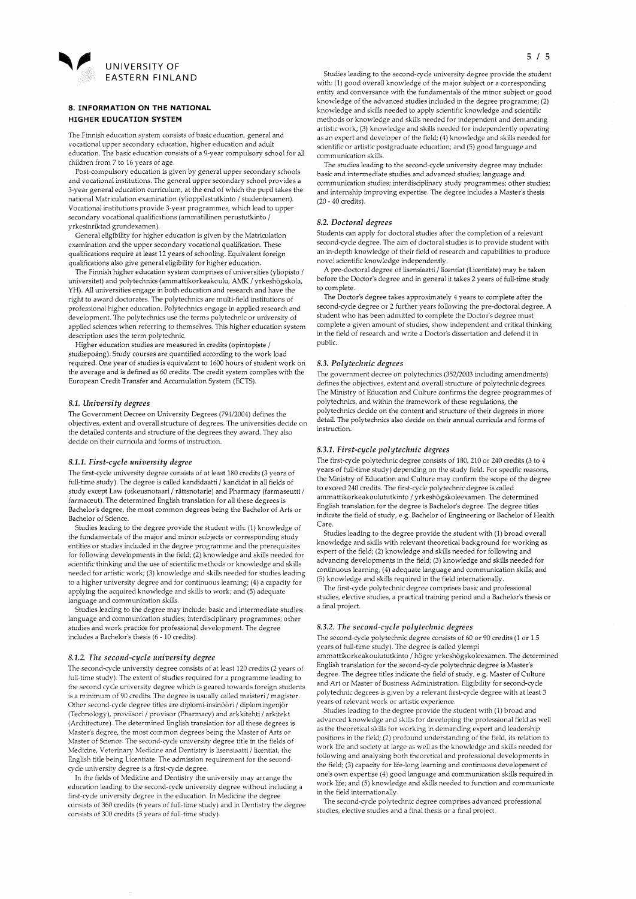## 8. INFORMATION ON THE NATIONAL HIGHER EDUCATION SYSTEM

The Finnish education system consists of basic education, general and vocational upper secondary education, higher education and adult education. The basic education consists of a 9-year compulsory school for all children from 7 to 16 years of age.

Post-compulsory education is given by general upper secondary schools and vocational institutions. The general upper secondary school provides a 3-year general education curriculum, at the end of which the pupil takes the national Matriculation examination (ylioppilastutkinto / studentexamen). Vocational institutions provide 3-year programmes, which lead to upper secondary vocational qualifications (ammatillinen perustutkinto / yrkesinriktad grundexamen).

General eligibility for higher education is given by the Matriculation examination and the upper secondary vocational qualification. These qualifications require at least 12 years of schooling. Equivalent foreign qualifications also give general eligibility for higher education.

The Finnish higher education system comprises of universities (yliopisto / universitet) and polytechnics (ammattikorkeakoulu, AMK / yrkeshögskola, YH). All universities engage in both education and research and have the right to award doctorates. The polytechnics are multi-field institutions of professional higher education. Polytechnics engage in applied research and development. The polytechnics use the terms polytechnic or university of applied sciences when referring to themselves. This higher education system description uses the term polytechnic.

Higher education studies are measured in credits (opintopiste / studiepoäng). Study courses are quantified according to the work load required. One year of studies is equivalent to 1600 hours of student work on the average and is defined as 60 credits. The credit system complies with the European Credit Transfer and Accumulation System (ECTS).

### *8.1. University degrees*

The Government Decree on University Degrees (794/2004) defines the objectives, extent and overall structure of degrees. The universities decide on the detailed contents and structure of the degrees they award. They also decide on their curricula and forms of instruction.

#### *8.1.1. First-cycle university degree*

The first-cycle university degree consists of at least 180 credits (3 years of full-time study). The degree is called kandidaatti / kandidat in all fields of study except Law (oikeusnotaari / rättsnotarie) and Pharmacy (farmaseutti / farmaceut). The determined English translation for all these degrees is Bachelor's degree, the most common degrees being the Bachelor of Arts or Bachelor of Science.

Studies leading to the degree provide the student with: (1) knowledge of the fundamentals of the major and minor subjects or corresponding study entities or studies included in the degree programme and the prerequisites for following developments in the field; (2) knowledge and skills needed for scientific thinking and the use of scientific methods or knowledge and skills needed for artistic work; (3) knowledge and skills needed for studies leading to a higher university degree and for continuous learning; (4) a capacity for applying the acquired knowledge and skills to work; and (5) adequate language and communication skills.

Studies leading to the degree may include: basic and intermediate studies; language and communication studies; interdisciplinary programmes; other studies and work practice for professional development. The degree includes a Bachelor's thesis (6 - 10 credits).

#### *8.1.2. The second-cycle university degree*

The second-cycle university degree consists of at least 120 credits (2 years of full-time study). The extent of studies required for a programme leading to the second cycle university degree which is geared towards foreign students is a minimum of 90 credits. The degree is usually called maisteri / magister. Other second-cycle degree titles are diplomi-insinööri / diplomingenjör (Technology), proviisori / provisor (Pharmacy) and arkkitehti / arkitekt (Architecture). The determined English translation for all these degrees is Master's degree, the most common degrees being the Master of Arts or Master of Science. The second-cycle university degree title in the fields of Medicine, Veterinary Medicine and Dentistry is lisensiaatti / licentiat, the English title being Licentiate. The admission requirement for the second-cycle university degree is a first-cycle degree.

In the fields of Medicine and Dentistry the university may arrange the education leading to the second-cycle university degree without including a first-cycle university degree in the education. In Medicine the degree consists of 360 credits (6 years of full-time study) and in Dentistry the degree consists of 300 credits (5 years of full-time study).

Studies leading to the second-cycle university degree provide the student with: (1) good overall knowledge of the major subject or a corresponding entity and conversance with the fundamentals of the minor subject or good knowledge of the advanced studies included in the degree programme; (2) knowledge and skills needed to apply scientific knowledge and scientific methods or knowledge and skills needed for independent and demanding artistic work; (3) knowledge and skills needed for independently operating as an expert and developer of the field; (4) knowledge and skills needed for scientific or artistic postgraduate education; and (5) good language and communication skills.

The studies leading to the second-cycle university degree may include: basic and intermediate studies and advanced studies; language and communication studies; interdisciplinary study programmes; other studies; and internship improving expertise. The degree includes a Master's thesis (20 - 40 credits).

### *8.2. Doctoral degrees*

Students can apply for doctoral studies after the completion of a relevant second-cycle degree. The aim of doctoral studies is to provide student with an in-depth knowledge of their field of research and capabilities to produce novel scientific knowledge independently.

A pre-doctoral degree of lisensiaatti / licentiat (Licentiate) may be taken before the Doctor's degree and in general it takes 2 years of full-time study to complete.

The Doctor's degree takes approximately 4 years to complete after the second-cycle degree or 2 further years following the pre-doctoral degree. A student who has been admitted to complete the Doctor's degree must complete a given amount of studies, show independent and critical thinking in the field of research and write a Doctor's dissertation and defend it in public.

### *8.3. Polytechnic degrees*

The government decree on polytechnics (352/2003 including amendments) defines the objectives, extent and overall structure of polytechnic degrees. The Ministry of Education and Culture confirms the degree programmes of polytechnics, and within the framework of these regulations, the polytechnics decide on the content and structure of their degrees in more detail. The polytechnics also decide on their annual curricula and forms of instruction.

#### *8.3.1. First-cycle polytechnic degrees*

The first-cycle polytechnic degree consists of 180, 210 or 240 credits (3 to 4 years of full-time study) depending on the study field. For specific reasons, the Ministry of Education and Culture may confirm the scope of the degree to exceed 240 credits. The first-cycle polytechnic degree is called ammattikorkeakoulututkinto / yrkeshögskoleexamen. The determined English translation for the degree is Bachelor's degree. The degree titles indicate the field of study, e.g. Bachelor of Engineering or Bachelor of Health Care.

Studies leading to the degree provide the student with (1) broad overall knowledge and skills with relevant theoretical background for working as expert of the field; (2) knowledge and skills needed for following and advancing developments in the field; (3) knowledge and skills needed for continuous learning; (4) adequate language and communication skills; and (5) knowledge and skills required in the field internationally.

The first-cycle polytechnic degree comprises basic and professional studies, elective studies, a practical training period and a Bachelor's thesis or a final project.

#### *8.3.2. The second-cycle polytechnic degrees*

The second-cycle polytechnic degree consists of 60 or 90 credits (1 or 1.5 years of full-time study). The degree is called ylempi ammattikorkeakoulututkinto / högre yrkeshögskoleexamen. The determined English translation for the second-cycle polytechnic degree is Master's degree. The degree titles indicate the field of study, e.g. Master of Culture and Art or Master of Business Administration. Eligibility for second-cycle polytechnic degrees is given by a relevant first-cycle degree with at least 3 years of relevant work or artistic experience.

Studies leading to the degree provide the student with (1) broad and advanced knowledge and skills for developing the professional field as well as the theoretical skills for working in demanding expert and leadership positions in the field; (2) profound understanding of the field, its relation to work life and society at large as well as the knowledge and skills needed for following and analysing both theoretical and professional developments in the field; (3) capacity for life-long learning and continuous development of one's own expertise (4) good language and communication skills required in work life; and (5) knowledge and skills needed to function and communicate in the field internationally.

The second-cycle polytechnic degree comprises advanced professional studies, elective studies and a final thesis or a final project.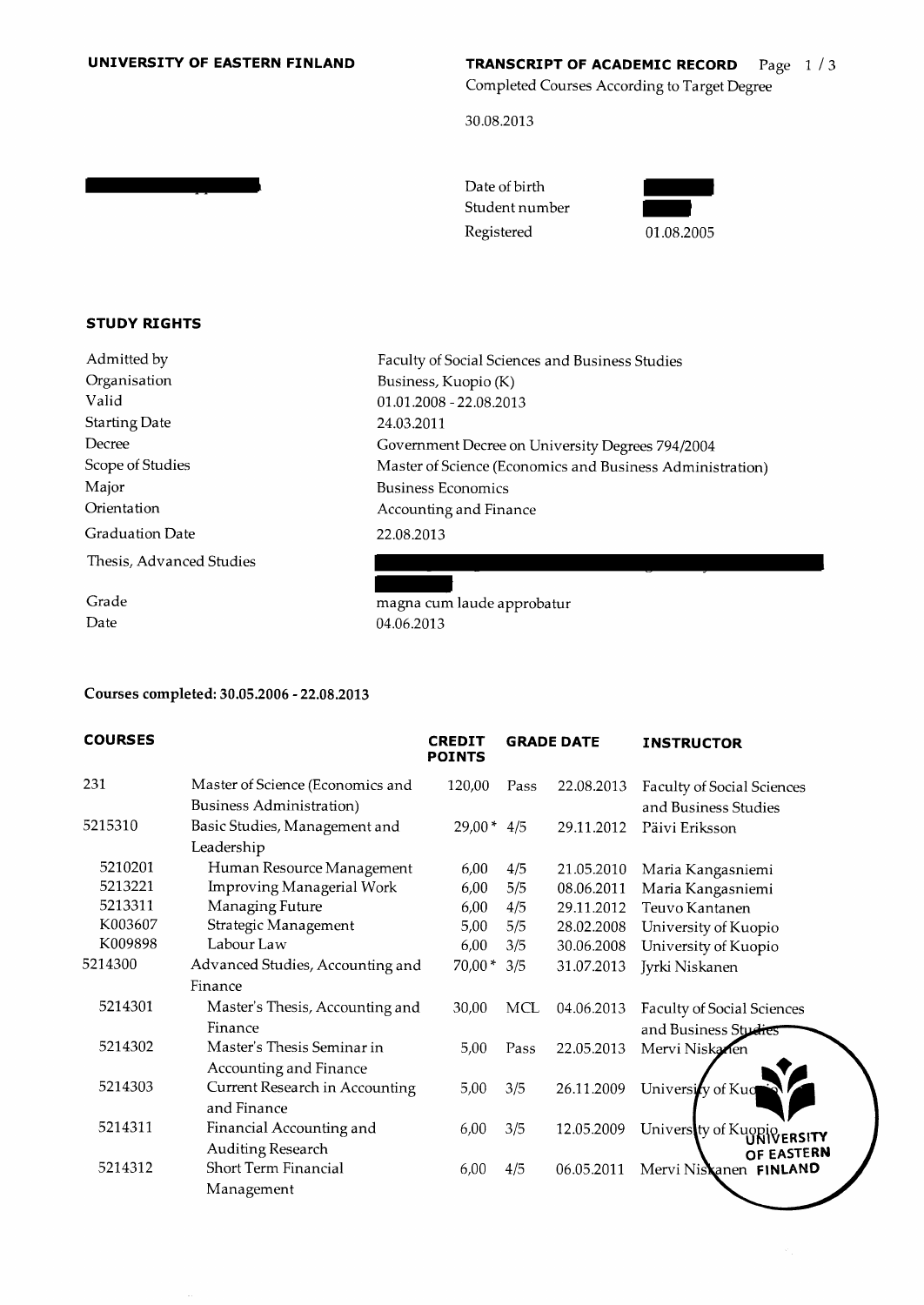**UNIVERSITY OF EASTERN FINLAND**

**TRANSCRIPT OF ACADEMIC RECORD**

Completed Courses According to Target Degree

30.08.2013

| | |
|---|---|
| Date of birth | |
| Student number | |
| Registered | 01.08.2005 |

### STUDY RIGHTS

| | |
|---|---|
| Admitted by | Faculty of Social Sciences and Business Studies |
| Organisation | Business, Kuopio (K) |
| Valid | 01.01.2008 - 22.08.2013 |
| Starting Date | 24.03.2011 |
| Decree | Government Decree on University Degrees 794/2004 |
| Scope of Studies | Master of Science (Economics and Business Administration) |
| Major | Business Economics |
| Orientation | Accounting and Finance |
| Graduation Date | 22.08.2013 |
| Thesis, Advanced Studies | |
| Grade | magna cum laude approbatur |
| Date | 04.06.2013 |

**Courses completed: 30.05.2006 - 22.08.2013**

| COURSES | | CREDIT POINTS | GRADE | DATE | INSTRUCTOR |
|---|---|---|---|---|---|
| 231 | Master of Science (Economics and Business Administration) | 120,00 | Pass | 22.08.2013 | Faculty of Social Sciences and Business Studies |
| 5215310 | Basic Studies, Management and Leadership | 29,00 * | 4/5 | 29.11.2012 | Päivi Eriksson |
| 5210201 | Human Resource Management | 6,00 | 4/5 | 21.05.2010 | Maria Kangasniemi |
| 5213221 | Improving Managerial Work | 6,00 | 5/5 | 08.06.2011 | Maria Kangasniemi |
| 5213311 | Managing Future | 6,00 | 4/5 | 29.11.2012 | Teuvo Kantanen |
| K003607 | Strategic Management | 5,00 | 5/5 | 28.02.2008 | University of Kuopio |
| K009898 | Labour Law | 6,00 | 3/5 | 30.06.2008 | University of Kuopio |
| 5214300 | Advanced Studies, Accounting and Finance | 70,00 * | 3/5 | 31.07.2013 | Jyrki Niskanen |
| 5214301 | Master's Thesis, Accounting and Finance | 30,00 | MCL | 04.06.2013 | Faculty of Social Sciences and Business Studies |
| 5214302 | Master's Thesis Seminar in Accounting and Finance | 5,00 | Pass | 22.05.2013 | Mervi Niskanen |
| 5214303 | Current Research in Accounting and Finance | 5,00 | 3/5 | 26.11.2009 | University of Kuopio |
| 5214311 | Financial Accounting and Auditing Research | 6,00 | 3/5 | 12.05.2009 | University of Kuopio |
| 5214312 | Short Term Financial Management | 6,00 | 4/5 | 06.05.2011 | Mervi Niskanen |

UNIVERSITY OF EASTERN FINLAND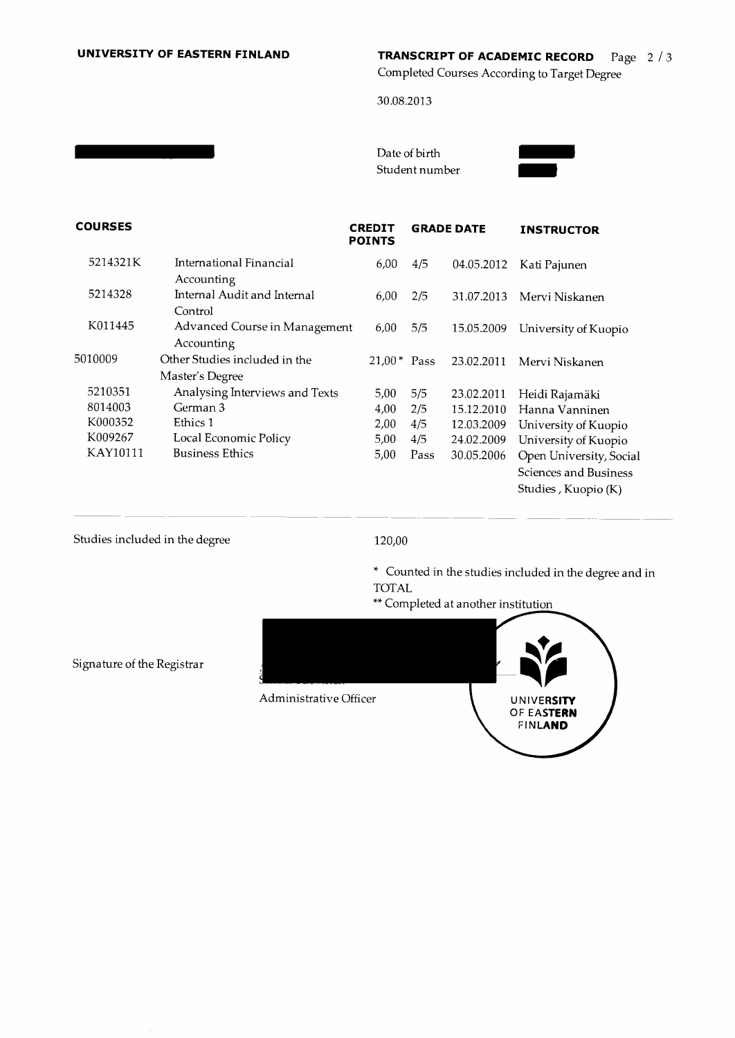**UNIVERSITY OF EASTERN FINLAND**

**TRANSCRIPT OF ACADEMIC RECORD**

Completed Courses According to Target Degree

30.08.2013

Date of birth

Student number

| COURSES | | CREDIT POINTS | GRADE | DATE | INSTRUCTOR |
|---|---|---|---|---|---|
| 5214321K | International Financial Accounting | 6,00 | 4/5 | 04.05.2012 | Kati Pajunen |
| 5214328 | Internal Audit and Internal Control | 6,00 | 2/5 | 31.07.2013 | Mervi Niskanen |
| K011445 | Advanced Course in Management Accounting | 6,00 | 5/5 | 15.05.2009 | University of Kuopio |
| 5010009 | Other Studies included in the Master's Degree | 21,00* | Pass | 23.02.2011 | Mervi Niskanen |
| 5210351 | Analysing Interviews and Texts | 5,00 | 5/5 | 23.02.2011 | Heidi Rajamäki |
| 8014003 | German 3 | 4,00 | 2/5 | 15.12.2010 | Hanna Vanninen |
| K000352 | Ethics 1 | 2,00 | 4/5 | 12.03.2009 | University of Kuopio |
| K009267 | Local Economic Policy | 5,00 | 4/5 | 24.02.2009 | University of Kuopio |
| KAY10111 | Business Ethics | 5,00 | Pass | 30.05.2006 | Open University, Social Sciences and Business Studies , Kuopio (K) |

Studies included in the degree 120,00

\* Counted in the studies included in the degree and in TOTAL

\*\* Completed at another institution

Signature of the Registrar

Administrative Officer

UNIVERSITY OF EASTERN FINLAND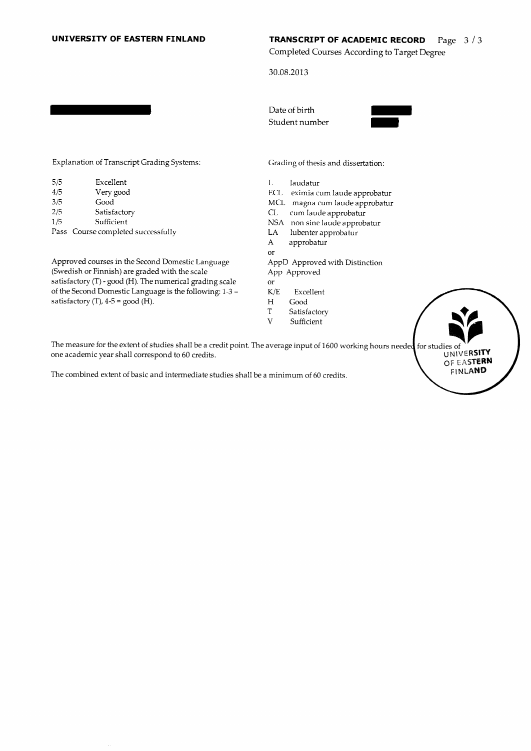**UNIVERSITY OF EASTERN FINLAND**

**TRANSCRIPT OF ACADEMIC RECORD**

Completed Courses According to Target Degree

30.08.2013

Date of birth

Student number

Explanation of Transcript Grading Systems:

| | |
|---|---|
| 5/5 | Excellent |
| 4/5 | Very good |
| 3/5 | Good |
| 2/5 | Satisfactory |
| 1/5 | Sufficient |
| Pass | Course completed successfully |

Approved courses in the Second Domestic Language (Swedish or Finnish) are graded with the scale satisfactory (T) - good (H). The numerical grading scale of the Second Domestic Language is the following: 1-3 = satisfactory (T), 4-5 = good (H).

Grading of thesis and dissertation:

| | |
|---|---|
| L | laudatur |
| ECL | eximia cum laude approbatur |
| MCL | magna cum laude approbatur |
| CL | cum laude approbatur |
| NSA | non sine laude approbatur |
| LA | lubenter approbatur |
| A | approbatur |

or

| | |
|---|---|
| AppD | Approved with Distinction |
| App | Approved |

or

| | |
|---|---|
| K/E | Excellent |
| H | Good |
| T | Satisfactory |
| V | Sufficient |

The measure for the extent of studies shall be a credit point. The average input of 1600 working hours needed for studies of one academic year shall correspond to 60 credits.

The combined extent of basic and intermediate studies shall be a minimum of 60 credits.

UNIVERSITY OF EASTERN FINLAND